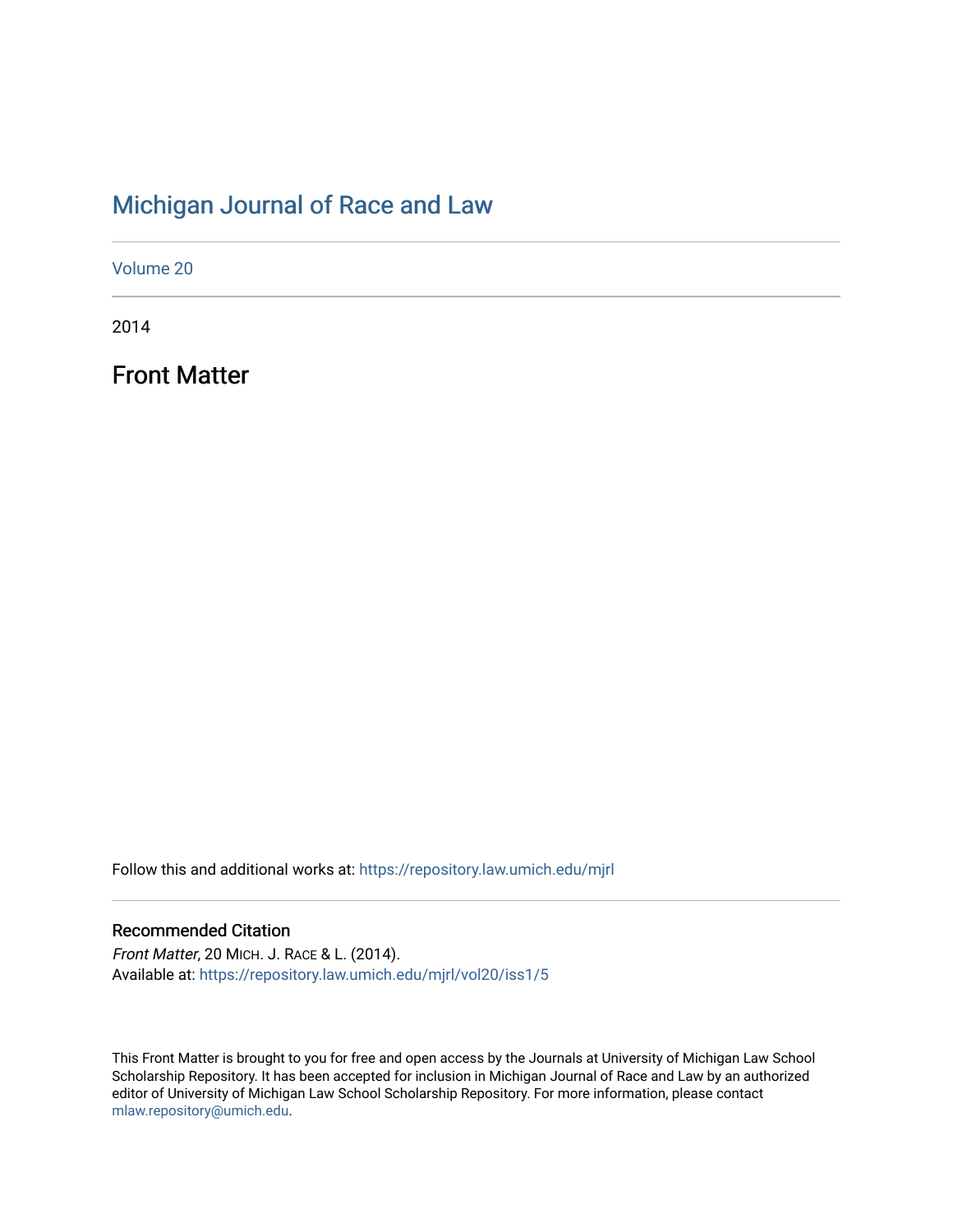# Michigan Journal of Race and Law

Volume 20

2014

## Front Matter

Follow this and additional works at: https://repository.law.umich.edu/mjrl

### Recommended Citation

*Front Matter*, 20 MICH. J. RACE & L. (2014).
Available at: https://repository.law.umich.edu/mjrl/vol20/iss1/5

This Front Matter is brought to you for free and open access by the Journals at University of Michigan Law School Scholarship Repository. It has been accepted for inclusion in Michigan Journal of Race and Law by an authorized editor of University of Michigan Law School Scholarship Repository. For more information, please contact mlaw.repository@umich.edu.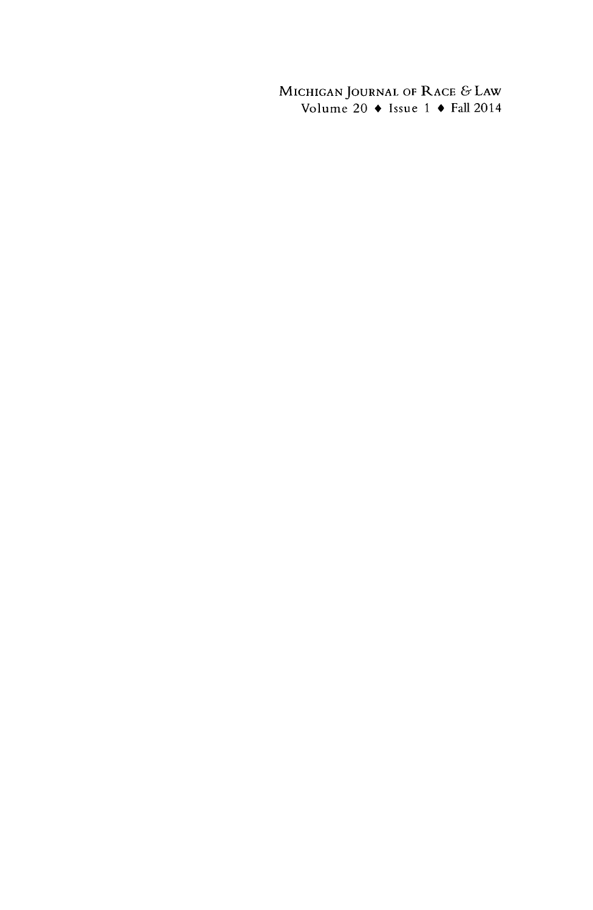MICHIGAN JOURNAL OF RACE & LAW

Volume 20 ♦ Issue 1 ♦ Fall 2014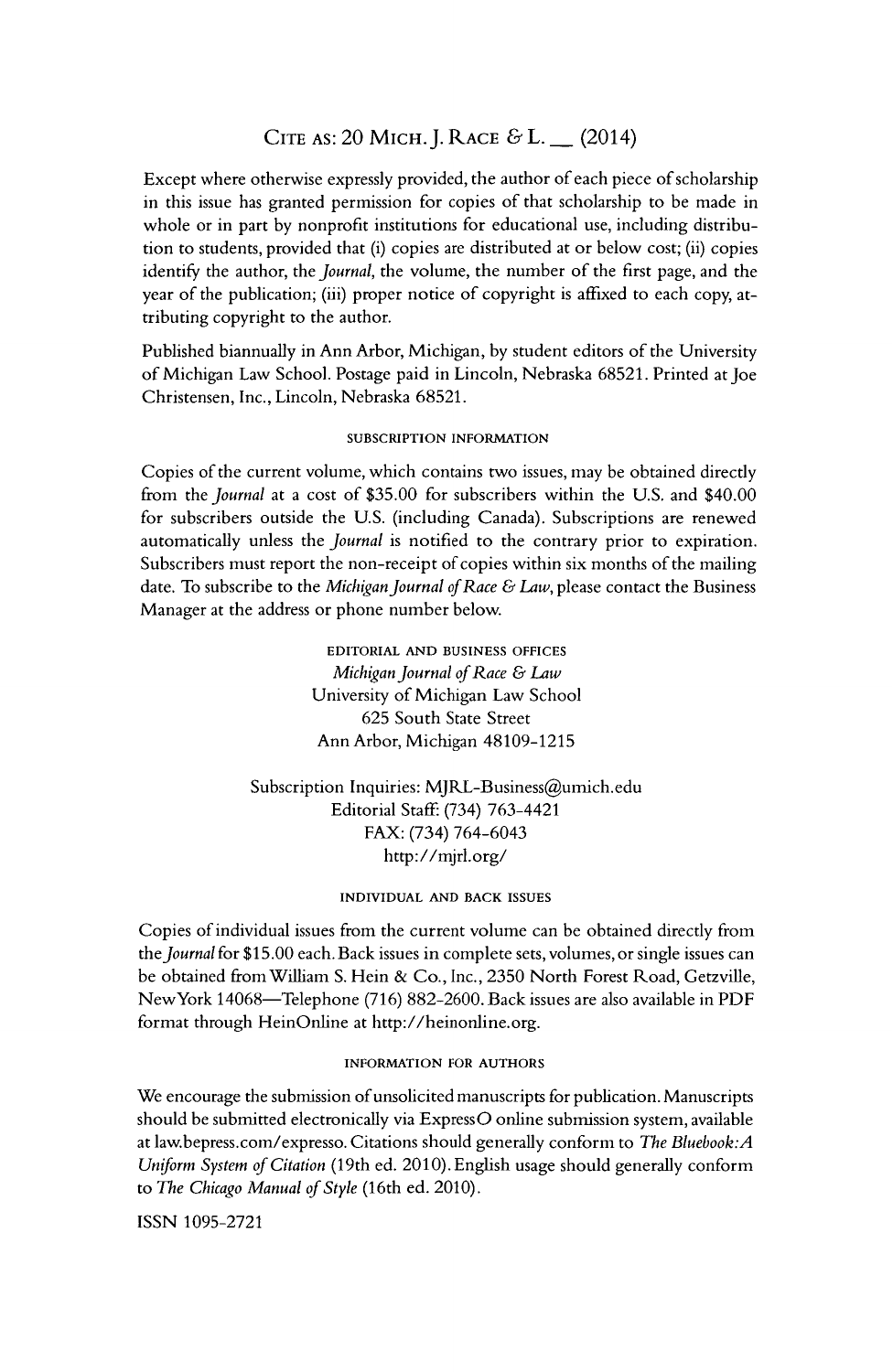CITE AS: 20 MICH. J. RACE & L. __ (2014)

Except where otherwise expressly provided, the author of each piece of scholarship in this issue has granted permission for copies of that scholarship to be made in whole or in part by nonprofit institutions for educational use, including distribution to students, provided that (i) copies are distributed at or below cost; (ii) copies identify the author, the *Journal*, the volume, the number of the first page, and the year of the publication; (iii) proper notice of copyright is affixed to each copy, attributing copyright to the author.

Published biannually in Ann Arbor, Michigan, by student editors of the University of Michigan Law School. Postage paid in Lincoln, Nebraska 68521. Printed at Joe Christensen, Inc., Lincoln, Nebraska 68521.

###### SUBSCRIPTION INFORMATION

Copies of the current volume, which contains two issues, may be obtained directly from the *Journal* at a cost of $35.00 for subscribers within the U.S. and $40.00 for subscribers outside the U.S. (including Canada). Subscriptions are renewed automatically unless the *Journal* is notified to the contrary prior to expiration. Subscribers must report the non-receipt of copies within six months of the mailing date. To subscribe to the *Michigan Journal of Race & Law*, please contact the Business Manager at the address or phone number below.

###### EDITORIAL AND BUSINESS OFFICES

*Michigan Journal of Race & Law*
University of Michigan Law School
625 South State Street
Ann Arbor, Michigan 48109-1215

Subscription Inquiries: MJRL-Business@umich.edu
Editorial Staff: (734) 763-4421
FAX: (734) 764-6043
http://mjrl.org/

###### INDIVIDUAL AND BACK ISSUES

Copies of individual issues from the current volume can be obtained directly from the *Journal* for $15.00 each. Back issues in complete sets, volumes, or single issues can be obtained from William S. Hein & Co., Inc., 2350 North Forest Road, Getzville, New York 14068—Telephone (716) 882-2600. Back issues are also available in PDF format through HeinOnline at http://heinonline.org.

###### INFORMATION FOR AUTHORS

We encourage the submission of unsolicited manuscripts for publication. Manuscripts should be submitted electronically via ExpressO online submission system, available at law.bepress.com/expresso. Citations should generally conform to *The Bluebook: A Uniform System of Citation* (19th ed. 2010). English usage should generally conform to *The Chicago Manual of Style* (16th ed. 2010).

ISSN 1095-2721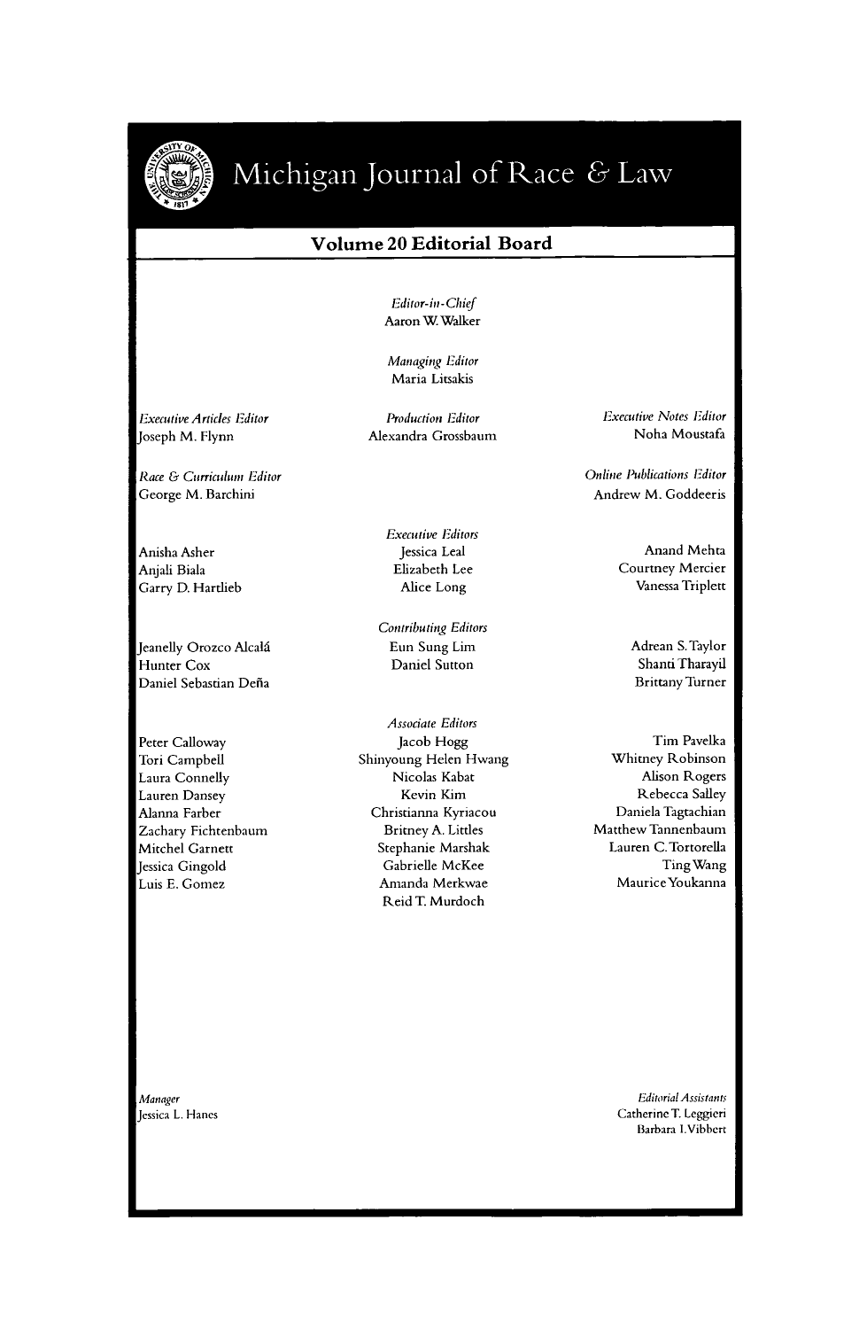# Michigan Journal of Race & Law

## Volume 20 Editorial Board

*Editor-in-Chief*
Aaron W. Walker

*Managing Editor*
Maria Litsakis

*Executive Articles Editor*
Joseph M. Flynn

*Production Editor*
Alexandra Grossbaum

*Executive Notes Editor*
Noha Moustafa

*Race & Curriculum Editor*
George M. Barchini

*Online Publications Editor*
Andrew M. Goddeeris

*Executive Editors*

Anisha Asher
Anjali Biala
Garry D. Hartlieb
Jessica Leal
Elizabeth Lee
Alice Long
Anand Mehta
Courtney Mercier
Vanessa Triplett

*Contributing Editors*

Jeanelly Orozco Alcalá
Hunter Cox
Daniel Sebastian Deña
Eun Sung Lim
Daniel Sutton
Adrean S. Taylor
Shanti Tharayil
Brittany Turner

*Associate Editors*

Peter Calloway
Tori Campbell
Laura Connelly
Lauren Dansey
Alanna Farber
Zachary Fichtenbaum
Mitchel Garnett
Jessica Gingold
Luis E. Gomez
Jacob Hogg
Shinyoung Helen Hwang
Nicolas Kabat
Kevin Kim
Christianna Kyriacou
Britney A. Littles
Stephanie Marshak
Gabrielle McKee
Amanda Merkwae
Reid T. Murdoch
Tim Pavelka
Whitney Robinson
Alison Rogers
Rebecca Salley
Daniela Tagtachian
Matthew Tannenbaum
Lauren C. Tortorella
Ting Wang
Maurice Youkanna

*Manager*
Jessica L. Hanes

*Editorial Assistants*
Catherine T. Leggieri
Barbara I. Vibbert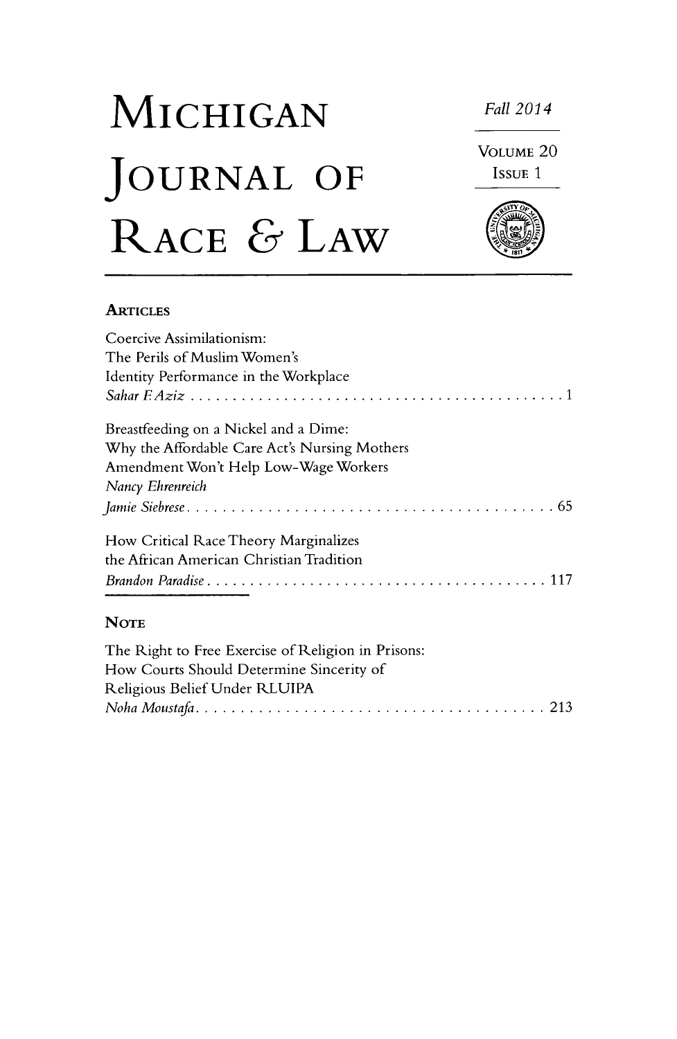# Michigan Journal of Race & Law

Fall 2014

Volume 20
Issue 1

## Articles

Coercive Assimilationism:
The Perils of Muslim Women's
Identity Performance in the Workplace
*Sahar F. Aziz* . . . . . . . . . . . . . . . . . . . . . . . . . . . . . . . . . . . . . . . . . . . 1

Breastfeeding on a Nickel and a Dime:
Why the Affordable Care Act's Nursing Mothers
Amendment Won't Help Low-Wage Workers
*Nancy Ehrenreich*
*Jamie Siebrese* . . . . . . . . . . . . . . . . . . . . . . . . . . . . . . . . . . . . . . . . . . 65

How Critical Race Theory Marginalizes
the African American Christian Tradition
*Brandon Paradise* . . . . . . . . . . . . . . . . . . . . . . . . . . . . . . . . . . . . . . 117

## Note

The Right to Free Exercise of Religion in Prisons:
How Courts Should Determine Sincerity of
Religious Belief Under RLUIPA
*Noha Moustafa* . . . . . . . . . . . . . . . . . . . . . . . . . . . . . . . . . . . . . . 213